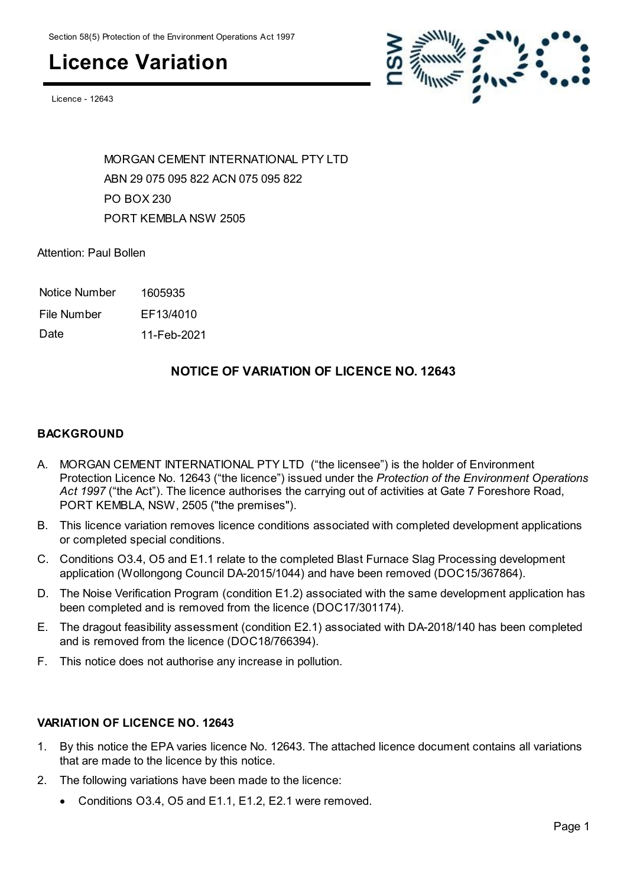Section 58(5) Protection of the Environment Operations Act 1997

# Licence Variation

Licence - 12643

MORGAN CEMENT INTERNATIONAL PTY LTD
ABN 29 075 095 822 ACN 075 095 822
PO BOX 230
PORT KEMBLA NSW 2505

Attention: Paul Bollen

| Notice Number | 1605935 |
|---|---|
| File Number | EF13/4010 |
| Date | 11-Feb-2021 |

## NOTICE OF VARIATION OF LICENCE NO. 12643

### BACKGROUND

A. MORGAN CEMENT INTERNATIONAL PTY LTD ("the licensee") is the holder of Environment Protection Licence No. 12643 ("the licence") issued under the *Protection of the Environment Operations Act 1997* ("the Act"). The licence authorises the carrying out of activities at Gate 7 Foreshore Road, PORT KEMBLA, NSW, 2505 ("the premises").

B. This licence variation removes licence conditions associated with completed development applications or completed special conditions.

C. Conditions O3.4, O5 and E1.1 relate to the completed Blast Furnace Slag Processing development application (Wollongong Council DA-2015/1044) and have been removed (DOC15/367864).

D. The Noise Verification Program (condition E1.2) associated with the same development application has been completed and is removed from the licence (DOC17/301174).

E. The dragout feasibility assessment (condition E2.1) associated with DA-2018/140 has been completed and is removed from the licence (DOC18/766394).

F. This notice does not authorise any increase in pollution.

### VARIATION OF LICENCE NO. 12643

1. By this notice the EPA varies licence No. 12643. The attached licence document contains all variations that are made to the licence by this notice.
2. The following variations have been made to the licence:
   - Conditions O3.4, O5 and E1.1, E1.2, E2.1 were removed.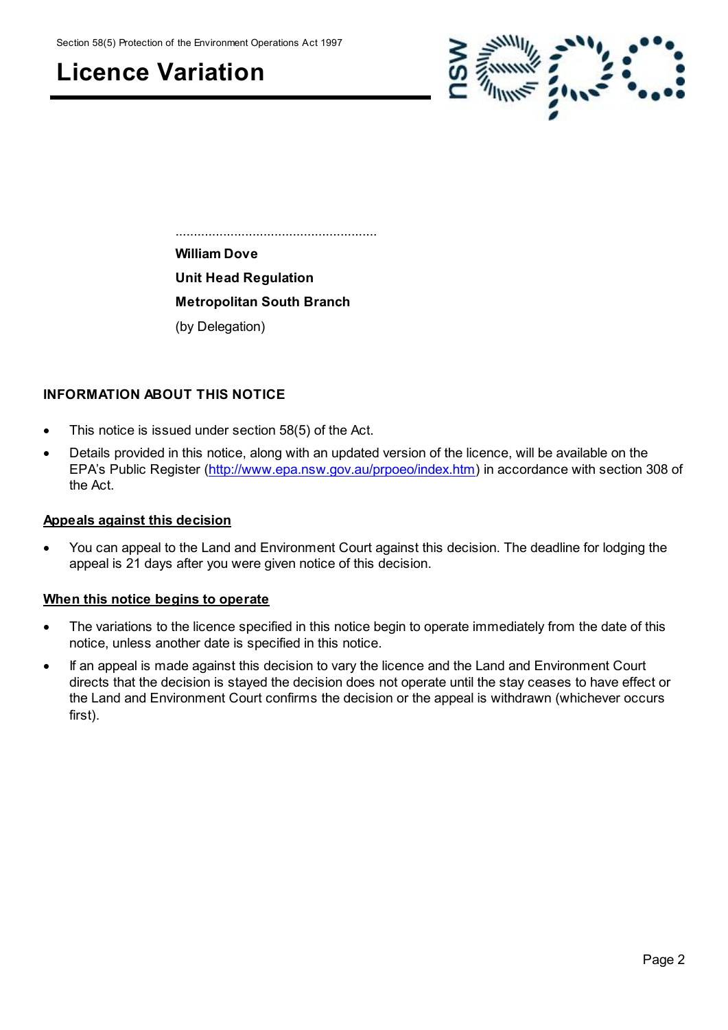Section 58(5) Protection of the Environment Operations Act 1997

# Licence Variation

.......................................................

**William Dove**

**Unit Head Regulation**

**Metropolitan South Branch**

(by Delegation)

## INFORMATION ABOUT THIS NOTICE

- This notice is issued under section 58(5) of the Act.
- Details provided in this notice, along with an updated version of the licence, will be available on the EPA's Public Register (http://www.epa.nsw.gov.au/prpoeo/index.htm) in accordance with section 308 of the Act.

### Appeals against this decision

- You can appeal to the Land and Environment Court against this decision. The deadline for lodging the appeal is 21 days after you were given notice of this decision.

### When this notice begins to operate

- The variations to the licence specified in this notice begin to operate immediately from the date of this notice, unless another date is specified in this notice.
- If an appeal is made against this decision to vary the licence and the Land and Environment Court directs that the decision is stayed the decision does not operate until the stay ceases to have effect or the Land and Environment Court confirms the decision or the appeal is withdrawn (whichever occurs first).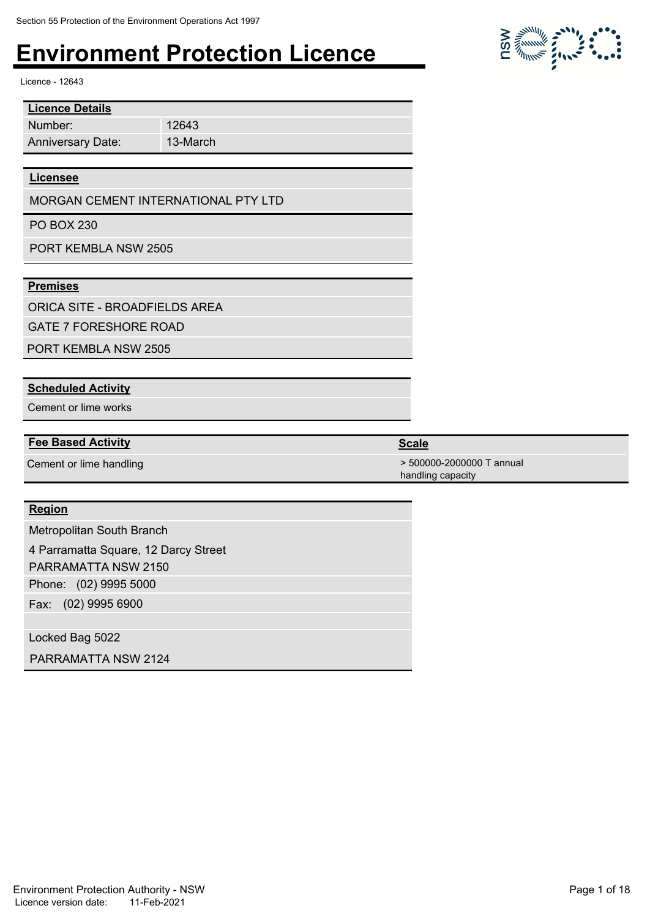Section 55 Protection of the Environment Operations Act 1997

# Environment Protection Licence

Licence - 12643

| **Licence Details** | |
| --- | --- |
| Number: | 12643 |
| Anniversary Date: | 13-March |

| **Licensee** |
| --- |
| MORGAN CEMENT INTERNATIONAL PTY LTD |
| PO BOX 230 |
| PORT KEMBLA NSW 2505 |

| **Premises** |
| --- |
| ORICA SITE - BROADFIELDS AREA |
| GATE 7 FORESHORE ROAD |
| PORT KEMBLA NSW 2505 |

| **Scheduled Activity** |
| --- |
| Cement or lime works |

| **Fee Based Activity** | **Scale** |
| --- | --- |
| Cement or lime handling | > 500000-2000000 T annual handling capacity |

| **Region** |
| --- |
| Metropolitan South Branch |
| 4 Parramatta Square, 12 Darcy Street |
| PARRAMATTA NSW 2150 |
| Phone: (02) 9995 5000 |
| Fax: (02) 9995 6900 |
| |
| Locked Bag 5022 |
| PARRAMATTA NSW 2124 |

Environment Protection Authority - NSW
Licence version date: 11-Feb-2021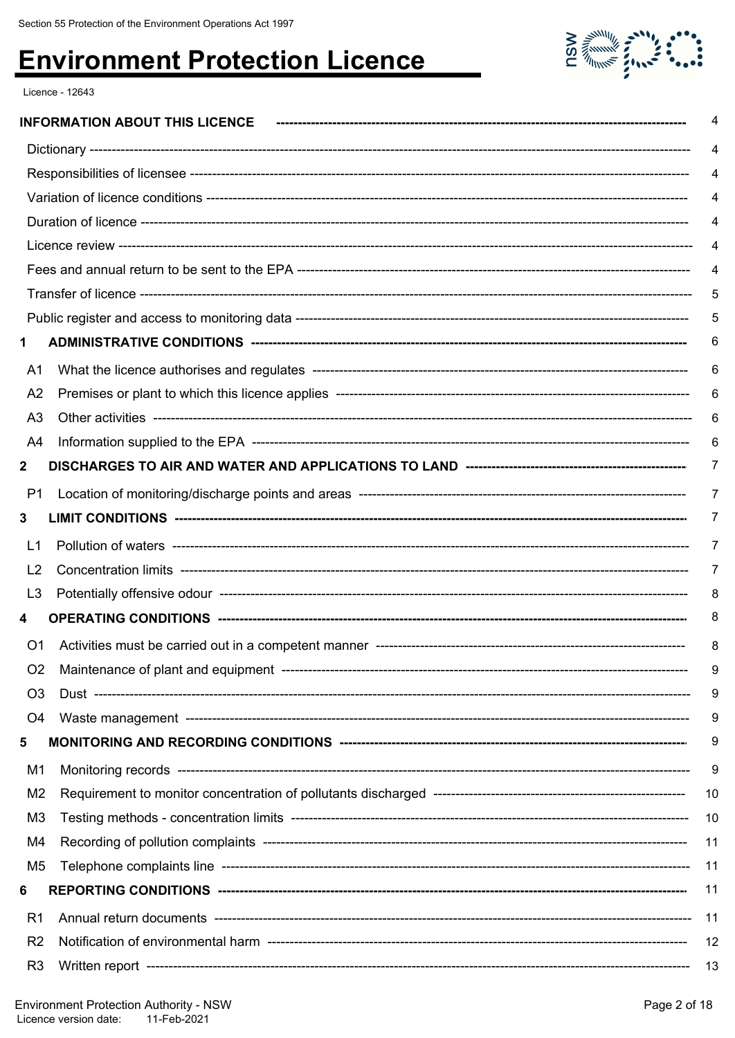Section 55 Protection of the Environment Operations Act 1997

# Environment Protection Licence

Licence - 12643

| | | |
|---|---|---|
| **INFORMATION ABOUT THIS LICENCE** | | 4 |
| Dictionary | | 4 |
| Responsibilities of licensee | | 4 |
| Variation of licence conditions | | 4 |
| Duration of licence | | 4 |
| Licence review | | 4 |
| Fees and annual return to be sent to the EPA | | 4 |
| Transfer of licence | | 5 |
| Public register and access to monitoring data | | 5 |
| **1** | **ADMINISTRATIVE CONDITIONS** | 6 |
| A1 | What the licence authorises and regulates | 6 |
| A2 | Premises or plant to which this licence applies | 6 |
| A3 | Other activities | 6 |
| A4 | Information supplied to the EPA | 6 |
| **2** | **DISCHARGES TO AIR AND WATER AND APPLICATIONS TO LAND** | 7 |
| P1 | Location of monitoring/discharge points and areas | 7 |
| **3** | **LIMIT CONDITIONS** | 7 |
| L1 | Pollution of waters | 7 |
| L2 | Concentration limits | 7 |
| L3 | Potentially offensive odour | 8 |
| **4** | **OPERATING CONDITIONS** | 8 |
| O1 | Activities must be carried out in a competent manner | 8 |
| O2 | Maintenance of plant and equipment | 9 |
| O3 | Dust | 9 |
| O4 | Waste management | 9 |
| **5** | **MONITORING AND RECORDING CONDITIONS** | 9 |
| M1 | Monitoring records | 9 |
| M2 | Requirement to monitor concentration of pollutants discharged | 10 |
| M3 | Testing methods - concentration limits | 10 |
| M4 | Recording of pollution complaints | 11 |
| M5 | Telephone complaints line | 11 |
| **6** | **REPORTING CONDITIONS** | 11 |
| R1 | Annual return documents | 11 |
| R2 | Notification of environmental harm | 12 |
| R3 | Written report | 13 |

Environment Protection Authority - NSW
Licence version date: 11-Feb-2021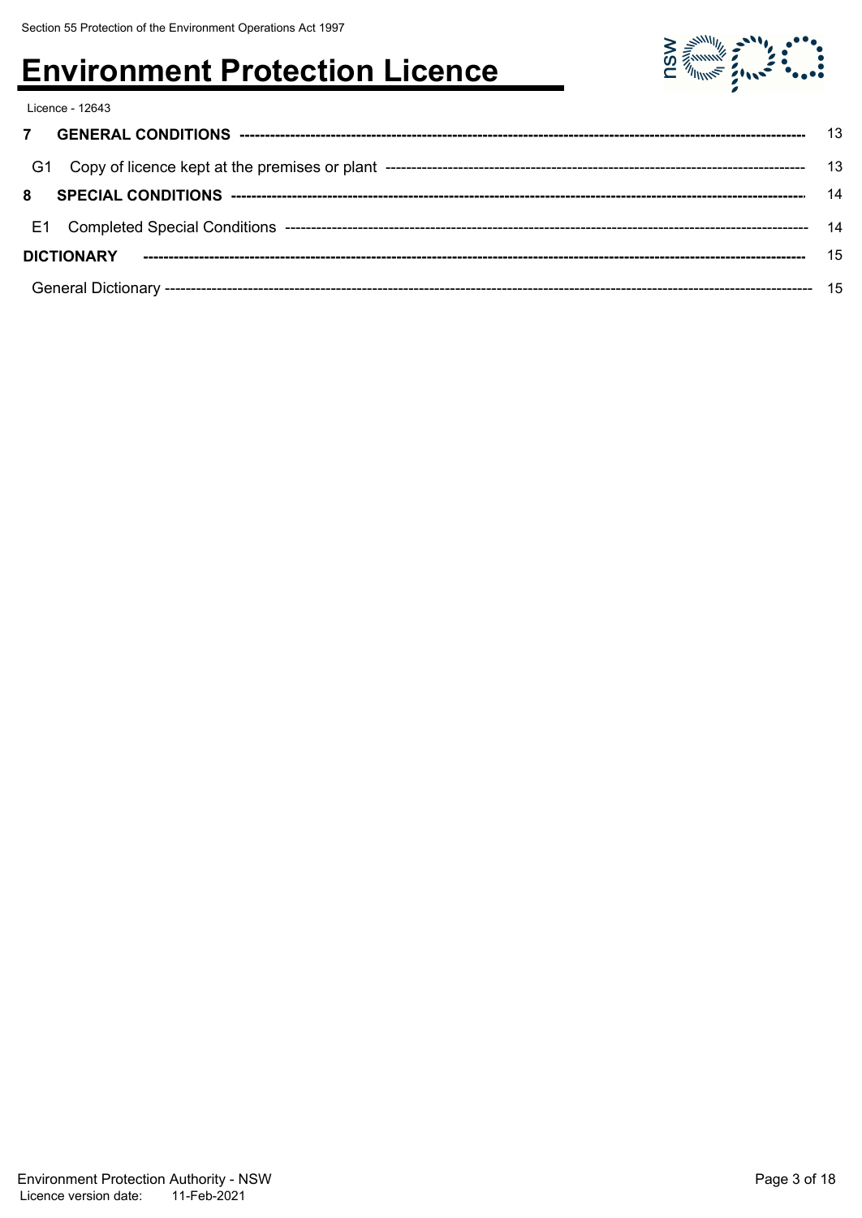| | | |
|---|---|---|
| **7** | **GENERAL CONDITIONS** | 13 |
| G1 | Copy of licence kept at the premises or plant | 13 |
| **8** | **SPECIAL CONDITIONS** | 14 |
| E1 | Completed Special Conditions | 14 |
| **DICTIONARY** | | 15 |
| General Dictionary | | 15 |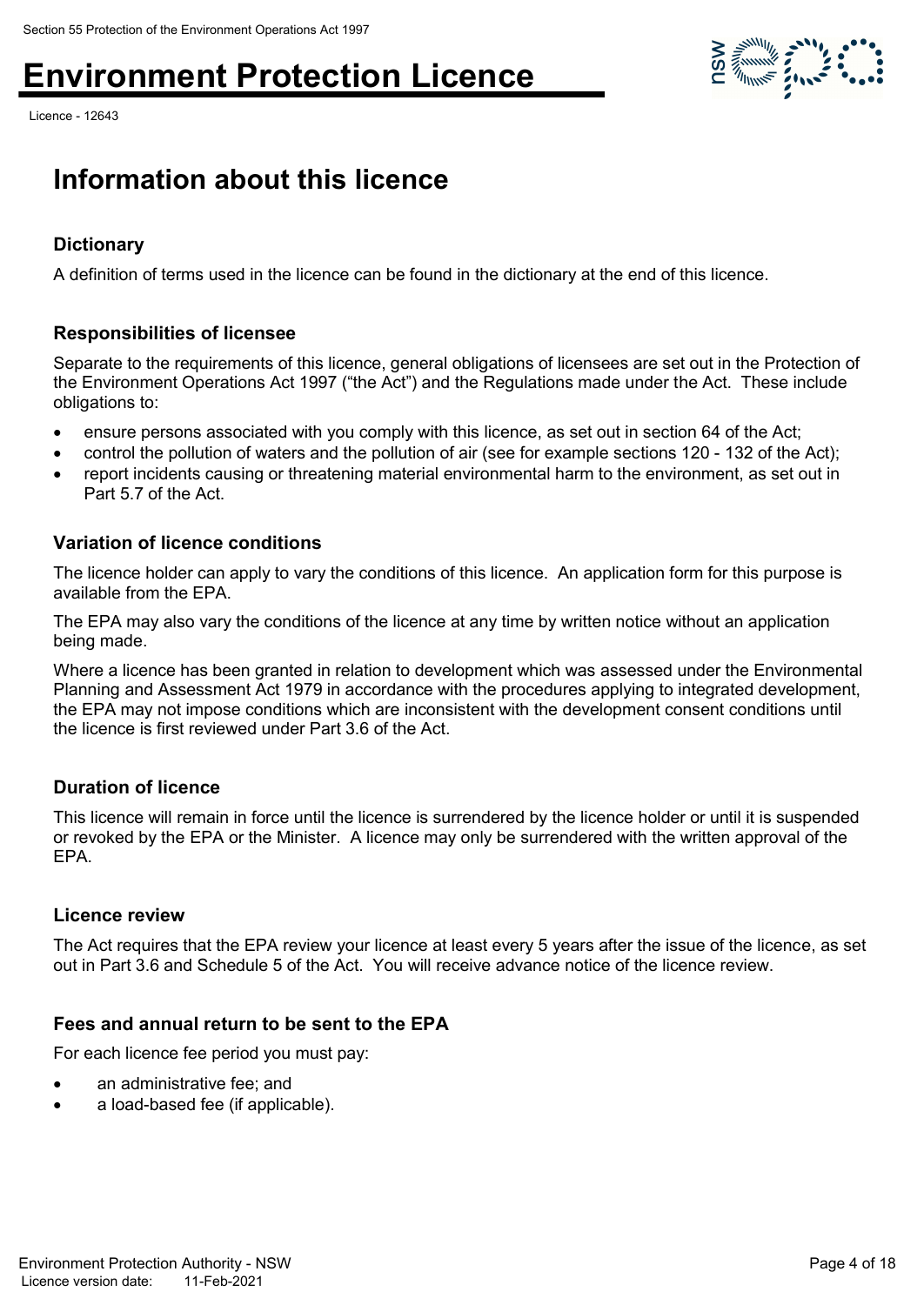# Environment Protection Licence

Licence - 12643

## Information about this licence

### Dictionary

A definition of terms used in the licence can be found in the dictionary at the end of this licence.

### Responsibilities of licensee

Separate to the requirements of this licence, general obligations of licensees are set out in the Protection of the Environment Operations Act 1997 ("the Act") and the Regulations made under the Act. These include obligations to:

- ensure persons associated with you comply with this licence, as set out in section 64 of the Act;
- control the pollution of waters and the pollution of air (see for example sections 120 - 132 of the Act);
- report incidents causing or threatening material environmental harm to the environment, as set out in Part 5.7 of the Act.

### Variation of licence conditions

The licence holder can apply to vary the conditions of this licence. An application form for this purpose is available from the EPA.

The EPA may also vary the conditions of the licence at any time by written notice without an application being made.

Where a licence has been granted in relation to development which was assessed under the Environmental Planning and Assessment Act 1979 in accordance with the procedures applying to integrated development, the EPA may not impose conditions which are inconsistent with the development consent conditions until the licence is first reviewed under Part 3.6 of the Act.

### Duration of licence

This licence will remain in force until the licence is surrendered by the licence holder or until it is suspended or revoked by the EPA or the Minister. A licence may only be surrendered with the written approval of the EPA.

### Licence review

The Act requires that the EPA review your licence at least every 5 years after the issue of the licence, as set out in Part 3.6 and Schedule 5 of the Act. You will receive advance notice of the licence review.

### Fees and annual return to be sent to the EPA

For each licence fee period you must pay:

- an administrative fee; and
- a load-based fee (if applicable).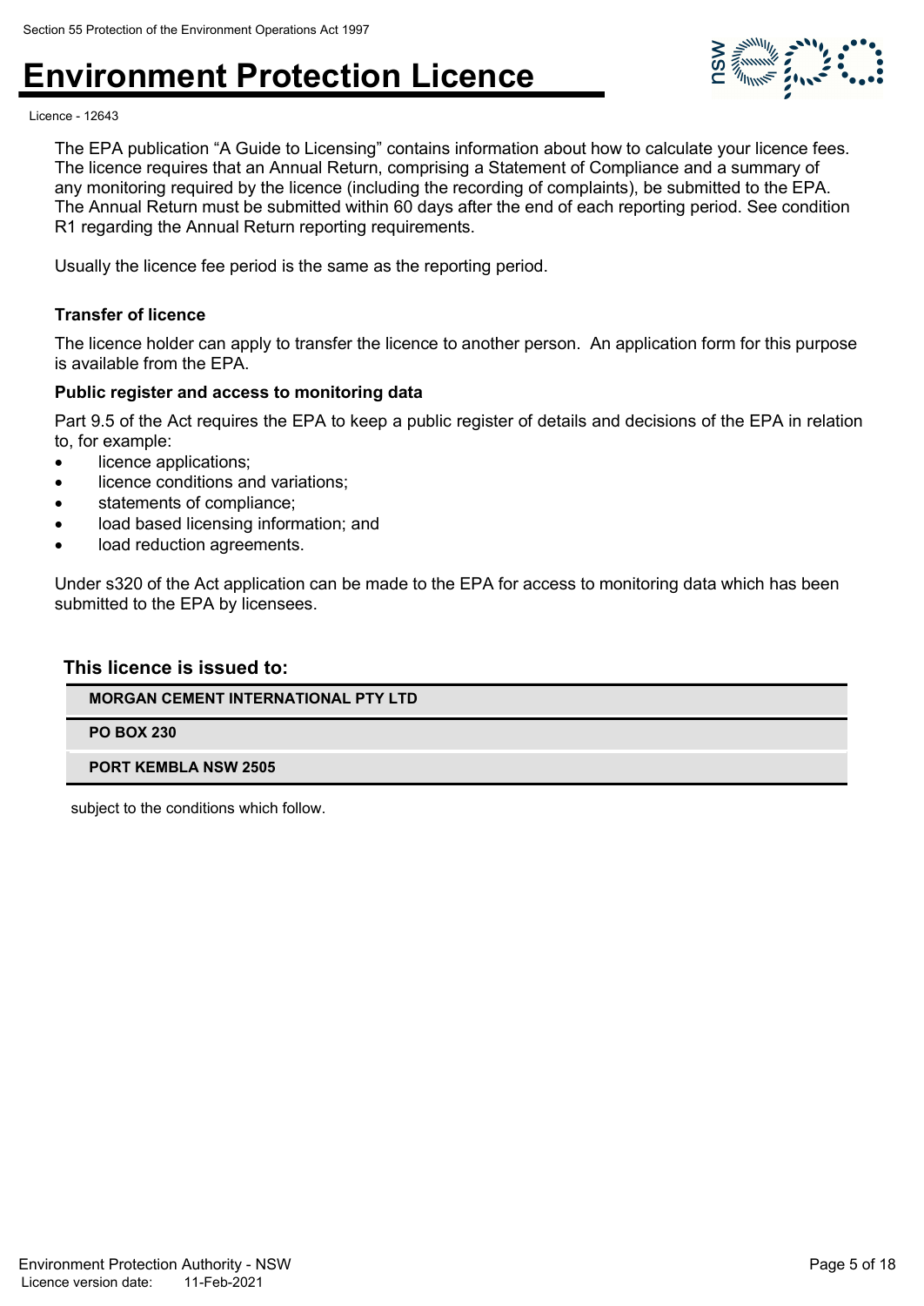The EPA publication “A Guide to Licensing” contains information about how to calculate your licence fees. The licence requires that an Annual Return, comprising a Statement of Compliance and a summary of any monitoring required by the licence (including the recording of complaints), be submitted to the EPA. The Annual Return must be submitted within 60 days after the end of each reporting period. See condition R1 regarding the Annual Return reporting requirements.

Usually the licence fee period is the same as the reporting period.

### Transfer of licence

The licence holder can apply to transfer the licence to another person. An application form for this purpose is available from the EPA.

### Public register and access to monitoring data

Part 9.5 of the Act requires the EPA to keep a public register of details and decisions of the EPA in relation to, for example:

- licence applications;
- licence conditions and variations;
- statements of compliance;
- load based licensing information; and
- load reduction agreements.

Under s320 of the Act application can be made to the EPA for access to monitoring data which has been submitted to the EPA by licensees.

### This licence is issued to:

| |
|---|
| **MORGAN CEMENT INTERNATIONAL PTY LTD** |
| **PO BOX 230** |
| **PORT KEMBLA NSW 2505** |

subject to the conditions which follow.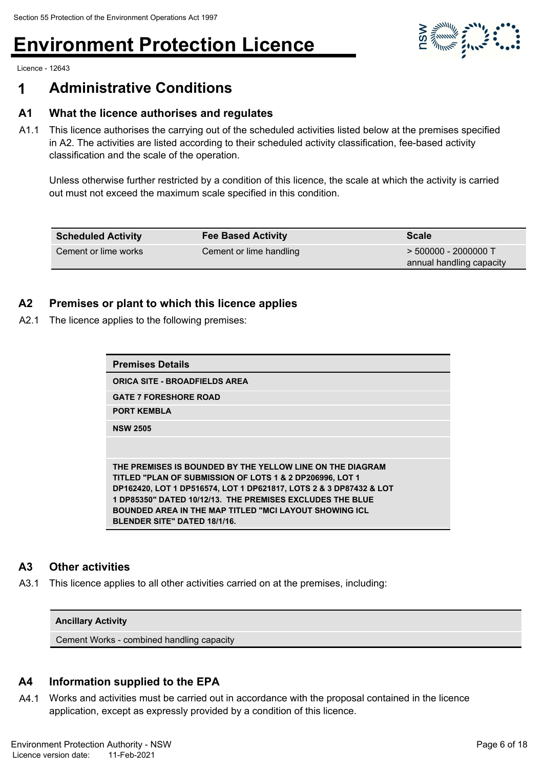# 1 Administrative Conditions

## A1 What the licence authorises and regulates

A1.1 This licence authorises the carrying out of the scheduled activities listed below at the premises specified in A2. The activities are listed according to their scheduled activity classification, fee-based activity classification and the scale of the operation.

Unless otherwise further restricted by a condition of this licence, the scale at which the activity is carried out must not exceed the maximum scale specified in this condition.

| Scheduled Activity | Fee Based Activity | Scale |
|---|---|---|
| Cement or lime works | Cement or lime handling | > 500000 - 2000000 T annual handling capacity |

## A2 Premises or plant to which this licence applies

A2.1 The licence applies to the following premises:

| Premises Details |
|---|
| **ORICA SITE - BROADFIELDS AREA** |
| **GATE 7 FORESHORE ROAD** |
| **PORT KEMBLA** |
| **NSW 2505** |
| |
| **THE PREMISES IS BOUNDED BY THE YELLOW LINE ON THE DIAGRAM TITLED "PLAN OF SUBMISSION OF LOTS 1 & 2 DP206996, LOT 1 DP162420, LOT 1 DP516574, LOT 1 DP621817, LOTS 2 & 3 DP87432 & LOT 1 DP85350" DATED 10/12/13. THE PREMISES EXCLUDES THE BLUE BOUNDED AREA IN THE MAP TITLED "MCI LAYOUT SHOWING ICL BLENDER SITE" DATED 18/1/16.** |

## A3 Other activities

A3.1 This licence applies to all other activities carried on at the premises, including:

| Ancillary Activity |
|---|
| Cement Works - combined handling capacity |

## A4 Information supplied to the EPA

A4.1 Works and activities must be carried out in accordance with the proposal contained in the licence application, except as expressly provided by a condition of this licence.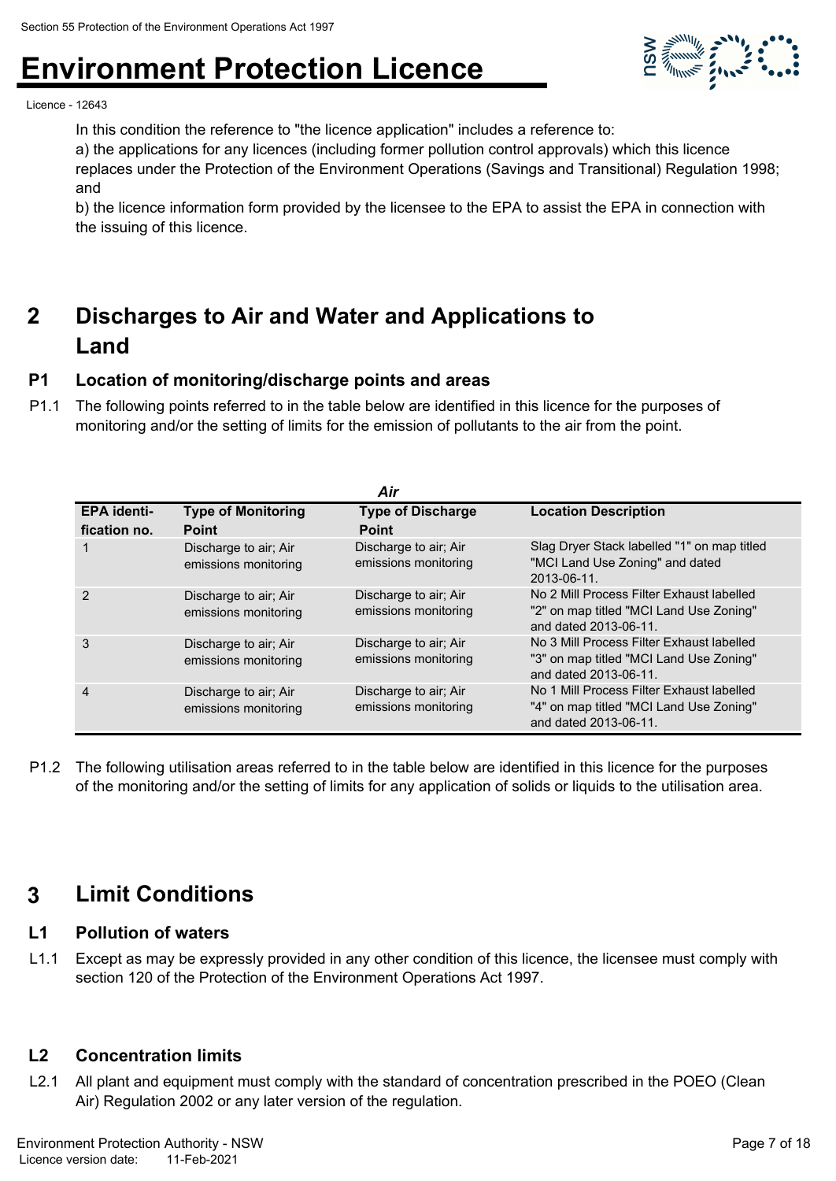In this condition the reference to "the licence application" includes a reference to:

a) the applications for any licences (including former pollution control approvals) which this licence replaces under the Protection of the Environment Operations (Savings and Transitional) Regulation 1998; and

b) the licence information form provided by the licensee to the EPA to assist the EPA in connection with the issuing of this licence.

## 2 Discharges to Air and Water and Applications to Land

### P1 Location of monitoring/discharge points and areas

P1.1 The following points referred to in the table below are identified in this licence for the purposes of monitoring and/or the setting of limits for the emission of pollutants to the air from the point.

***Air***

| EPA identi-fication no. | Type of Monitoring Point | Type of Discharge Point | Location Description |
|---|---|---|---|
| 1 | Discharge to air; Air emissions monitoring | Discharge to air; Air emissions monitoring | Slag Dryer Stack labelled "1" on map titled "MCI Land Use Zoning" and dated 2013-06-11. |
| 2 | Discharge to air; Air emissions monitoring | Discharge to air; Air emissions monitoring | No 2 Mill Process Filter Exhaust labelled "2" on map titled "MCI Land Use Zoning" and dated 2013-06-11. |
| 3 | Discharge to air; Air emissions monitoring | Discharge to air; Air emissions monitoring | No 3 Mill Process Filter Exhaust labelled "3" on map titled "MCI Land Use Zoning" and dated 2013-06-11. |
| 4 | Discharge to air; Air emissions monitoring | Discharge to air; Air emissions monitoring | No 1 Mill Process Filter Exhaust labelled "4" on map titled "MCI Land Use Zoning" and dated 2013-06-11. |

P1.2 The following utilisation areas referred to in the table below are identified in this licence for the purposes of the monitoring and/or the setting of limits for any application of solids or liquids to the utilisation area.

## 3 Limit Conditions

### L1 Pollution of waters

L1.1 Except as may be expressly provided in any other condition of this licence, the licensee must comply with section 120 of the Protection of the Environment Operations Act 1997.

### L2 Concentration limits

L2.1 All plant and equipment must comply with the standard of concentration prescribed in the POEO (Clean Air) Regulation 2002 or any later version of the regulation.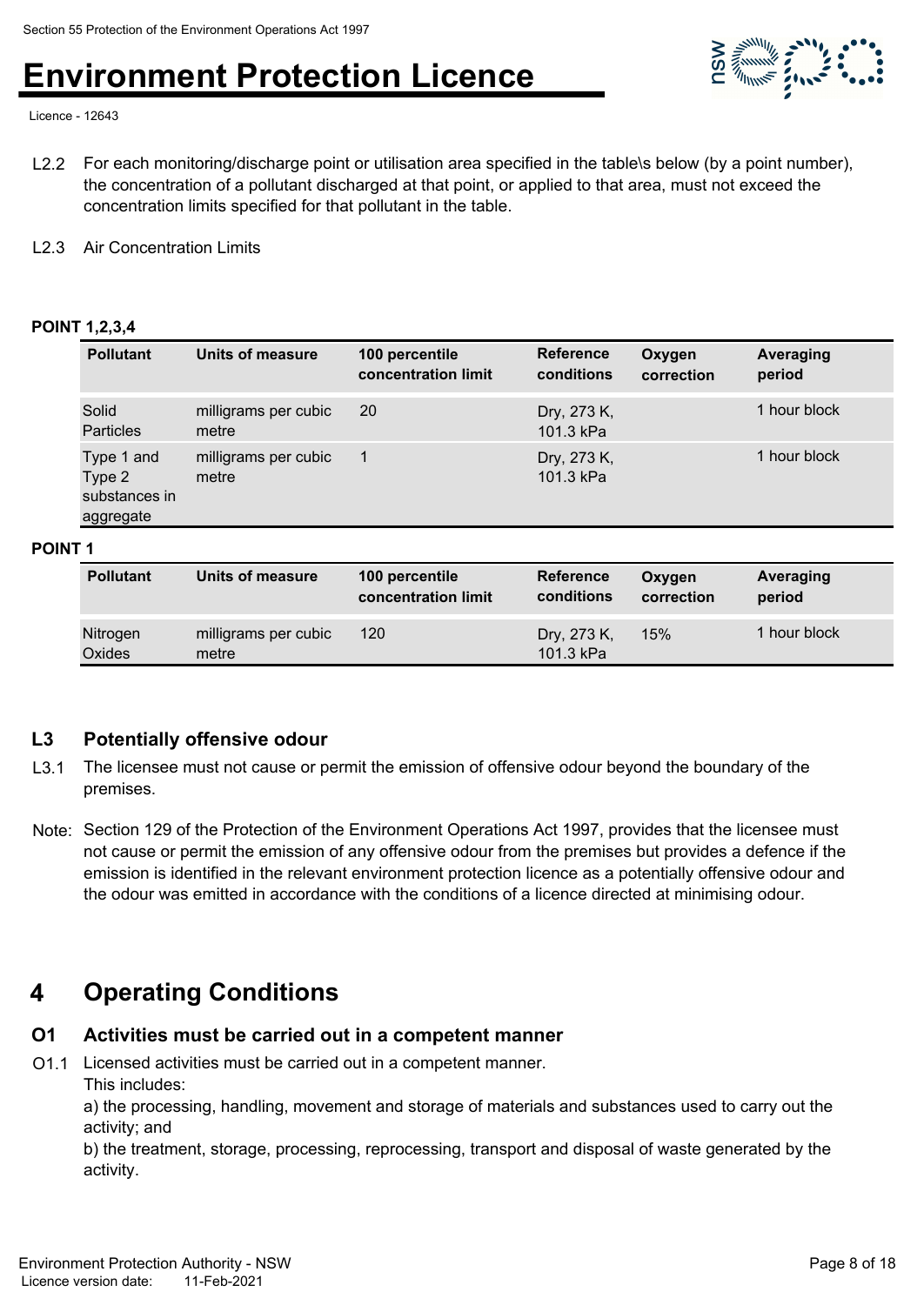L2.2 For each monitoring/discharge point or utilisation area specified in the table\s below (by a point number), the concentration of a pollutant discharged at that point, or applied to that area, must not exceed the concentration limits specified for that pollutant in the table.

L2.3 Air Concentration Limits

**POINT 1,2,3,4**

| Pollutant | Units of measure | 100 percentile concentration limit | Reference conditions | Oxygen correction | Averaging period |
|---|---|---|---|---|---|
| Solid Particles | milligrams per cubic metre | 20 | Dry, 273 K, 101.3 kPa | | 1 hour block |
| Type 1 and Type 2 substances in aggregate | milligrams per cubic metre | 1 | Dry, 273 K, 101.3 kPa | | 1 hour block |

**POINT 1**

| Pollutant | Units of measure | 100 percentile concentration limit | Reference conditions | Oxygen correction | Averaging period |
|---|---|---|---|---|---|
| Nitrogen Oxides | milligrams per cubic metre | 120 | Dry, 273 K, 101.3 kPa | 15% | 1 hour block |

### L3 Potentially offensive odour

L3.1 The licensee must not cause or permit the emission of offensive odour beyond the boundary of the premises.

Note: Section 129 of the Protection of the Environment Operations Act 1997, provides that the licensee must not cause or permit the emission of any offensive odour from the premises but provides a defence if the emission is identified in the relevant environment protection licence as a potentially offensive odour and the odour was emitted in accordance with the conditions of a licence directed at minimising odour.

## 4 Operating Conditions

### O1 Activities must be carried out in a competent manner

O1.1 Licensed activities must be carried out in a competent manner.
This includes:
a) the processing, handling, movement and storage of materials and substances used to carry out the activity; and
b) the treatment, storage, processing, reprocessing, transport and disposal of waste generated by the activity.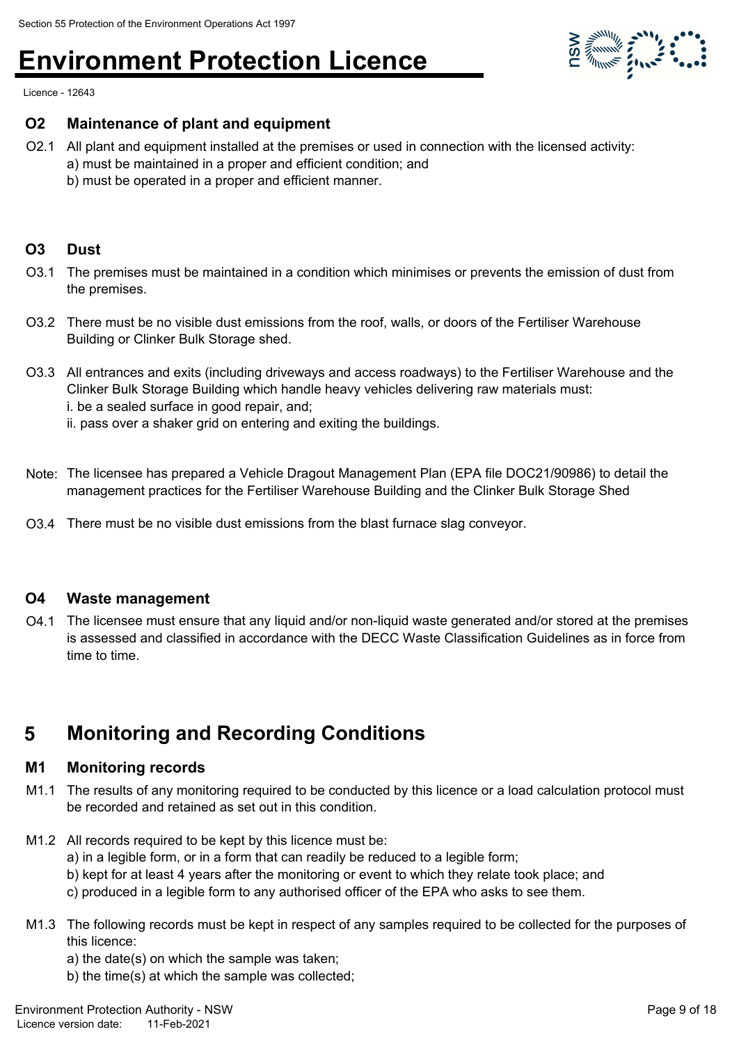### O2 Maintenance of plant and equipment

O2.1 All plant and equipment installed at the premises or used in connection with the licensed activity:
a) must be maintained in a proper and efficient condition; and
b) must be operated in a proper and efficient manner.

### O3 Dust

O3.1 The premises must be maintained in a condition which minimises or prevents the emission of dust from the premises.

O3.2 There must be no visible dust emissions from the roof, walls, or doors of the Fertiliser Warehouse Building or Clinker Bulk Storage shed.

O3.3 All entrances and exits (including driveways and access roadways) to the Fertiliser Warehouse and the Clinker Bulk Storage Building which handle heavy vehicles delivering raw materials must:
i. be a sealed surface in good repair, and;
ii. pass over a shaker grid on entering and exiting the buildings.

Note: The licensee has prepared a Vehicle Dragout Management Plan (EPA file DOC21/90986) to detail the management practices for the Fertiliser Warehouse Building and the Clinker Bulk Storage Shed

O3.4 There must be no visible dust emissions from the blast furnace slag conveyor.

### O4 Waste management

O4.1 The licensee must ensure that any liquid and/or non-liquid waste generated and/or stored at the premises is assessed and classified in accordance with the DECC Waste Classification Guidelines as in force from time to time.

## 5 Monitoring and Recording Conditions

### M1 Monitoring records

M1.1 The results of any monitoring required to be conducted by this licence or a load calculation protocol must be recorded and retained as set out in this condition.

M1.2 All records required to be kept by this licence must be:
a) in a legible form, or in a form that can readily be reduced to a legible form;
b) kept for at least 4 years after the monitoring or event to which they relate took place; and
c) produced in a legible form to any authorised officer of the EPA who asks to see them.

M1.3 The following records must be kept in respect of any samples required to be collected for the purposes of this licence:
a) the date(s) on which the sample was taken;
b) the time(s) at which the sample was collected;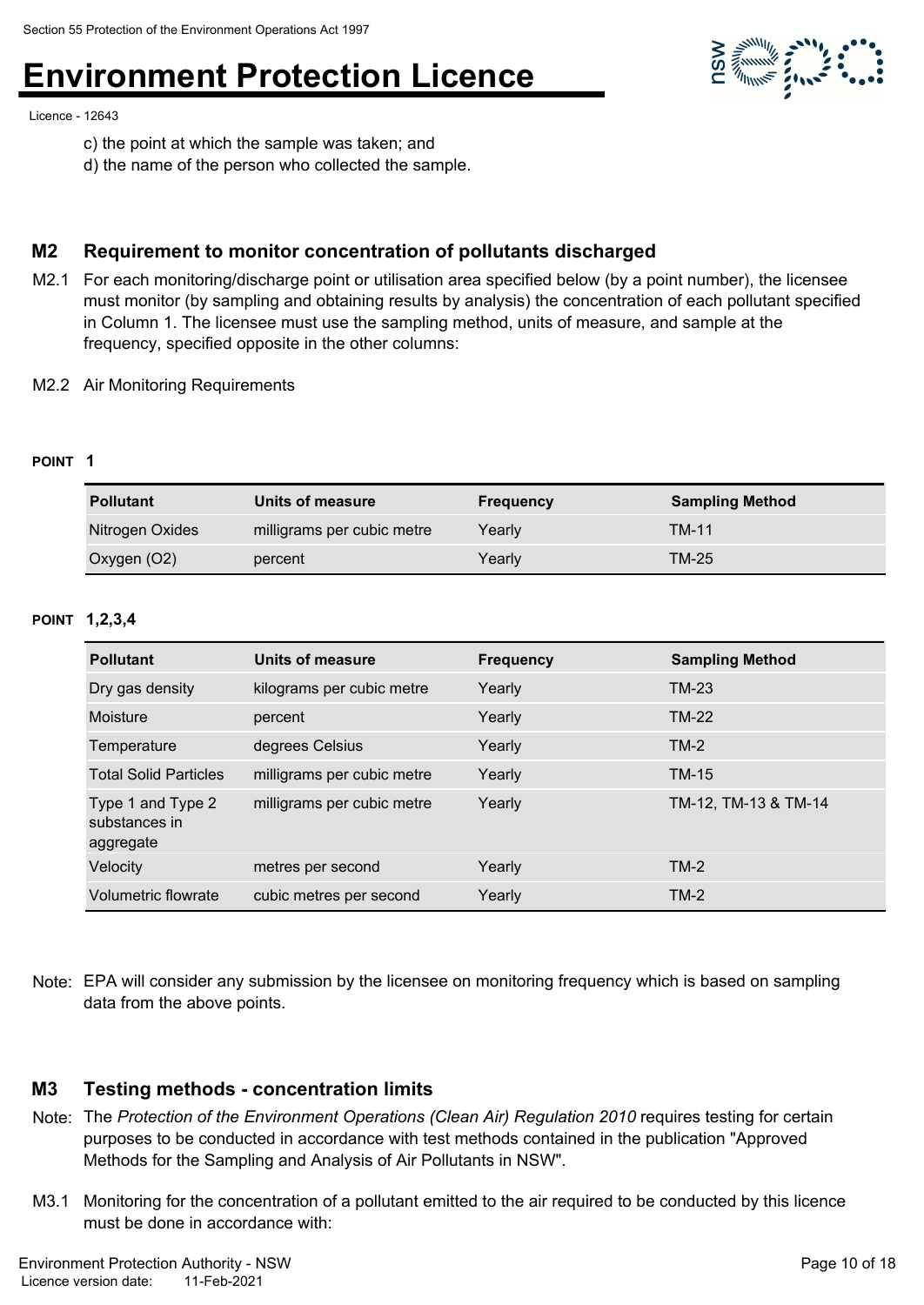c) the point at which the sample was taken; and
d) the name of the person who collected the sample.

## M2 Requirement to monitor concentration of pollutants discharged

M2.1 For each monitoring/discharge point or utilisation area specified below (by a point number), the licensee must monitor (by sampling and obtaining results by analysis) the concentration of each pollutant specified in Column 1. The licensee must use the sampling method, units of measure, and sample at the frequency, specified opposite in the other columns:

M2.2 Air Monitoring Requirements

**POINT 1**

| Pollutant | Units of measure | Frequency | Sampling Method |
|---|---|---|---|
| Nitrogen Oxides | milligrams per cubic metre | Yearly | TM-11 |
| Oxygen ($O_2$) | percent | Yearly | TM-25 |

**POINT 1,2,3,4**

| Pollutant | Units of measure | Frequency | Sampling Method |
|---|---|---|---|
| Dry gas density | kilograms per cubic metre | Yearly | TM-23 |
| Moisture | percent | Yearly | TM-22 |
| Temperature | degrees Celsius | Yearly | TM-2 |
| Total Solid Particles | milligrams per cubic metre | Yearly | TM-15 |
| Type 1 and Type 2 substances in aggregate | milligrams per cubic metre | Yearly | TM-12, TM-13 & TM-14 |
| Velocity | metres per second | Yearly | TM-2 |
| Volumetric flowrate | cubic metres per second | Yearly | TM-2 |

Note: EPA will consider any submission by the licensee on monitoring frequency which is based on sampling data from the above points.

## M3 Testing methods - concentration limits

Note: The *Protection of the Environment Operations (Clean Air) Regulation 2010* requires testing for certain purposes to be conducted in accordance with test methods contained in the publication "Approved Methods for the Sampling and Analysis of Air Pollutants in NSW".

M3.1 Monitoring for the concentration of a pollutant emitted to the air required to be conducted by this licence must be done in accordance with: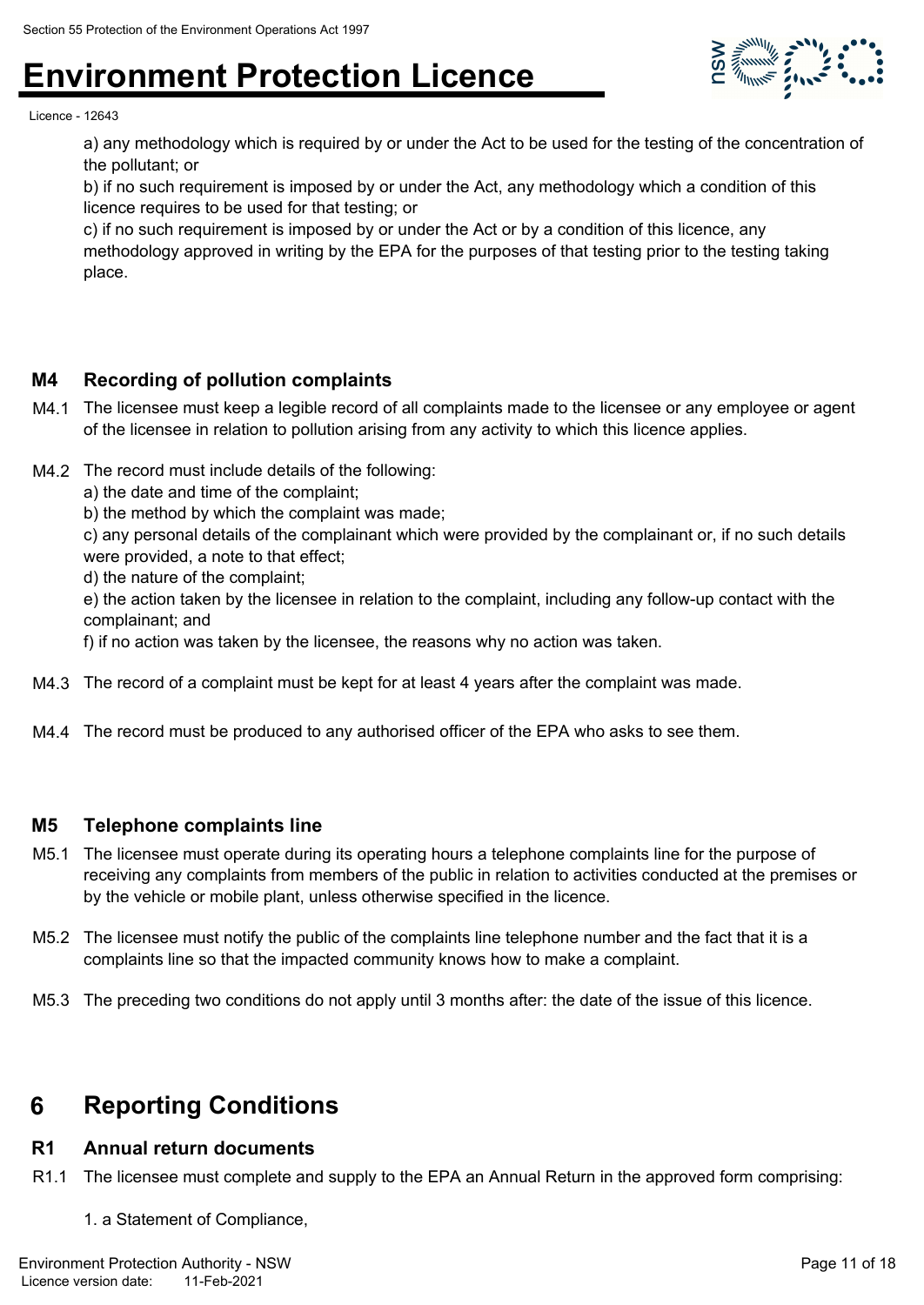a) any methodology which is required by or under the Act to be used for the testing of the concentration of the pollutant; or

b) if no such requirement is imposed by or under the Act, any methodology which a condition of this licence requires to be used for that testing; or

c) if no such requirement is imposed by or under the Act or by a condition of this licence, any methodology approved in writing by the EPA for the purposes of that testing prior to the testing taking place.

### M4 Recording of pollution complaints

M4.1 The licensee must keep a legible record of all complaints made to the licensee or any employee or agent of the licensee in relation to pollution arising from any activity to which this licence applies.

M4.2 The record must include details of the following:

a) the date and time of the complaint;

b) the method by which the complaint was made;

c) any personal details of the complainant which were provided by the complainant or, if no such details were provided, a note to that effect;

d) the nature of the complaint;

e) the action taken by the licensee in relation to the complaint, including any follow-up contact with the complainant; and

f) if no action was taken by the licensee, the reasons why no action was taken.

M4.3 The record of a complaint must be kept for at least 4 years after the complaint was made.

M4.4 The record must be produced to any authorised officer of the EPA who asks to see them.

### M5 Telephone complaints line

M5.1 The licensee must operate during its operating hours a telephone complaints line for the purpose of receiving any complaints from members of the public in relation to activities conducted at the premises or by the vehicle or mobile plant, unless otherwise specified in the licence.

M5.2 The licensee must notify the public of the complaints line telephone number and the fact that it is a complaints line so that the impacted community knows how to make a complaint.

M5.3 The preceding two conditions do not apply until 3 months after: the date of the issue of this licence.

## 6 Reporting Conditions

### R1 Annual return documents

R1.1 The licensee must complete and supply to the EPA an Annual Return in the approved form comprising:

1. a Statement of Compliance,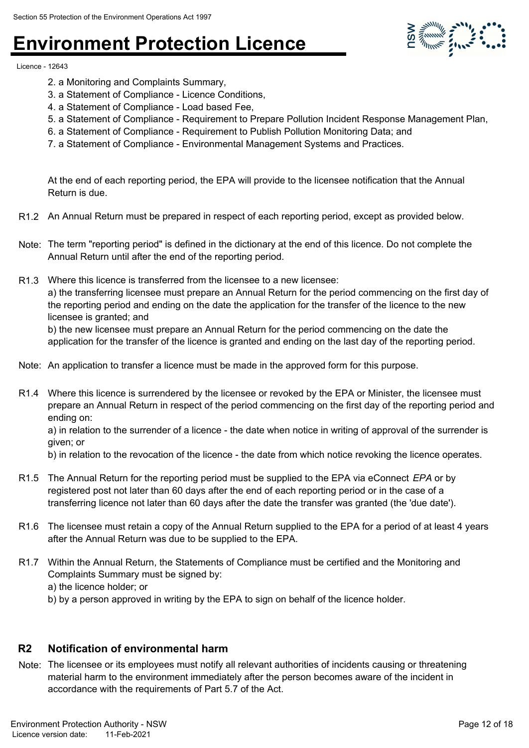2. a Monitoring and Complaints Summary,
3. a Statement of Compliance - Licence Conditions,
4. a Statement of Compliance - Load based Fee,
5. a Statement of Compliance - Requirement to Prepare Pollution Incident Response Management Plan,
6. a Statement of Compliance - Requirement to Publish Pollution Monitoring Data; and
7. a Statement of Compliance - Environmental Management Systems and Practices.

At the end of each reporting period, the EPA will provide to the licensee notification that the Annual Return is due.

R1.2 An Annual Return must be prepared in respect of each reporting period, except as provided below.

Note: The term "reporting period" is defined in the dictionary at the end of this licence. Do not complete the Annual Return until after the end of the reporting period.

R1.3 Where this licence is transferred from the licensee to a new licensee:
a) the transferring licensee must prepare an Annual Return for the period commencing on the first day of the reporting period and ending on the date the application for the transfer of the licence to the new licensee is granted; and
b) the new licensee must prepare an Annual Return for the period commencing on the date the application for the transfer of the licence is granted and ending on the last day of the reporting period.

Note: An application to transfer a licence must be made in the approved form for this purpose.

R1.4 Where this licence is surrendered by the licensee or revoked by the EPA or Minister, the licensee must prepare an Annual Return in respect of the period commencing on the first day of the reporting period and ending on:
a) in relation to the surrender of a licence - the date when notice in writing of approval of the surrender is given; or
b) in relation to the revocation of the licence - the date from which notice revoking the licence operates.

R1.5 The Annual Return for the reporting period must be supplied to the EPA via eConnect *EPA* or by registered post not later than 60 days after the end of each reporting period or in the case of a transferring licence not later than 60 days after the date the transfer was granted (the 'due date').

R1.6 The licensee must retain a copy of the Annual Return supplied to the EPA for a period of at least 4 years after the Annual Return was due to be supplied to the EPA.

R1.7 Within the Annual Return, the Statements of Compliance must be certified and the Monitoring and Complaints Summary must be signed by:
a) the licence holder; or
b) by a person approved in writing by the EPA to sign on behalf of the licence holder.

## R2 Notification of environmental harm

Note: The licensee or its employees must notify all relevant authorities of incidents causing or threatening material harm to the environment immediately after the person becomes aware of the incident in accordance with the requirements of Part 5.7 of the Act.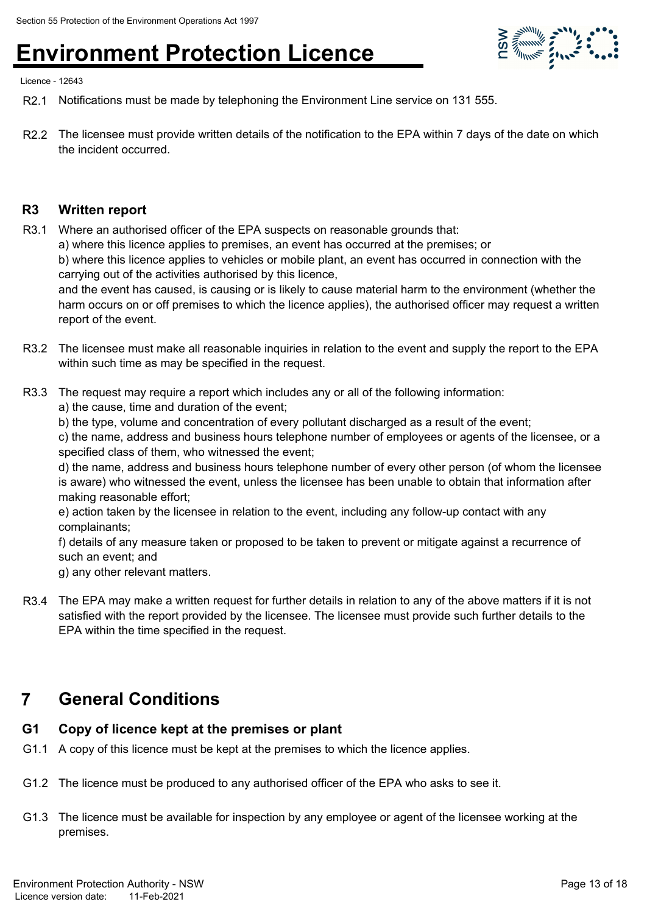R2.1 Notifications must be made by telephoning the Environment Line service on 131 555.

R2.2 The licensee must provide written details of the notification to the EPA within 7 days of the date on which the incident occurred.

### R3 Written report

R3.1 Where an authorised officer of the EPA suspects on reasonable grounds that:
a) where this licence applies to premises, an event has occurred at the premises; or
b) where this licence applies to vehicles or mobile plant, an event has occurred in connection with the carrying out of the activities authorised by this licence,
and the event has caused, is causing or is likely to cause material harm to the environment (whether the harm occurs on or off premises to which the licence applies), the authorised officer may request a written report of the event.

R3.2 The licensee must make all reasonable inquiries in relation to the event and supply the report to the EPA within such time as may be specified in the request.

R3.3 The request may require a report which includes any or all of the following information:
a) the cause, time and duration of the event;
b) the type, volume and concentration of every pollutant discharged as a result of the event;
c) the name, address and business hours telephone number of employees or agents of the licensee, or a specified class of them, who witnessed the event;
d) the name, address and business hours telephone number of every other person (of whom the licensee is aware) who witnessed the event, unless the licensee has been unable to obtain that information after making reasonable effort;
e) action taken by the licensee in relation to the event, including any follow-up contact with any complainants;
f) details of any measure taken or proposed to be taken to prevent or mitigate against a recurrence of such an event; and
g) any other relevant matters.

R3.4 The EPA may make a written request for further details in relation to any of the above matters if it is not satisfied with the report provided by the licensee. The licensee must provide such further details to the EPA within the time specified in the request.

## 7 General Conditions

### G1 Copy of licence kept at the premises or plant

G1.1 A copy of this licence must be kept at the premises to which the licence applies.

G1.2 The licence must be produced to any authorised officer of the EPA who asks to see it.

G1.3 The licence must be available for inspection by any employee or agent of the licensee working at the premises.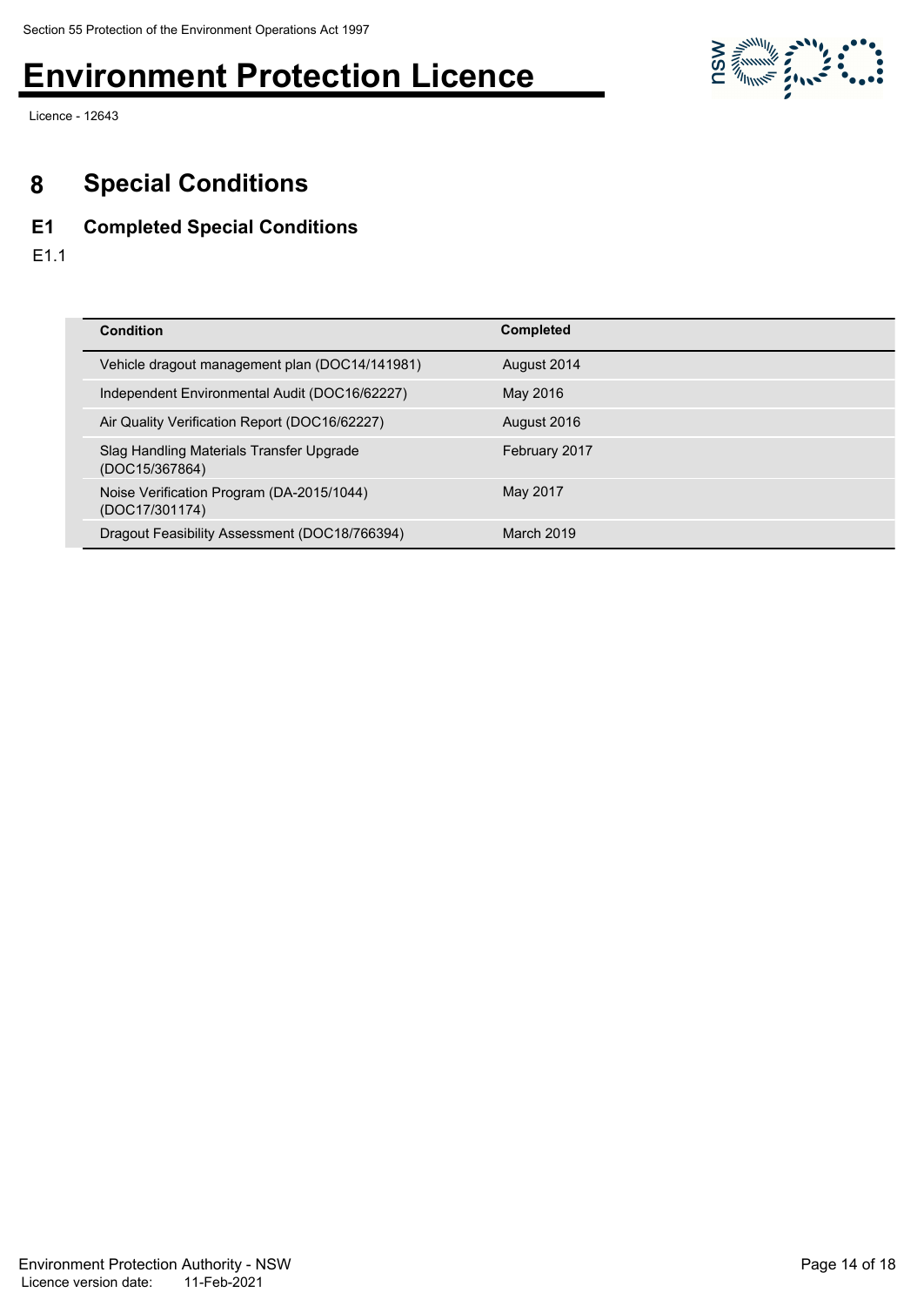# 8 Special Conditions

## E1 Completed Special Conditions

E1.1

| Condition | Completed |
| --- | --- |
| Vehicle dragout management plan (DOC14/141981) | August 2014 |
| Independent Environmental Audit (DOC16/62227) | May 2016 |
| Air Quality Verification Report (DOC16/62227) | August 2016 |
| Slag Handling Materials Transfer Upgrade (DOC15/367864) | February 2017 |
| Noise Verification Program (DA-2015/1044) (DOC17/301174) | May 2017 |
| Dragout Feasibility Assessment (DOC18/766394) | March 2019 |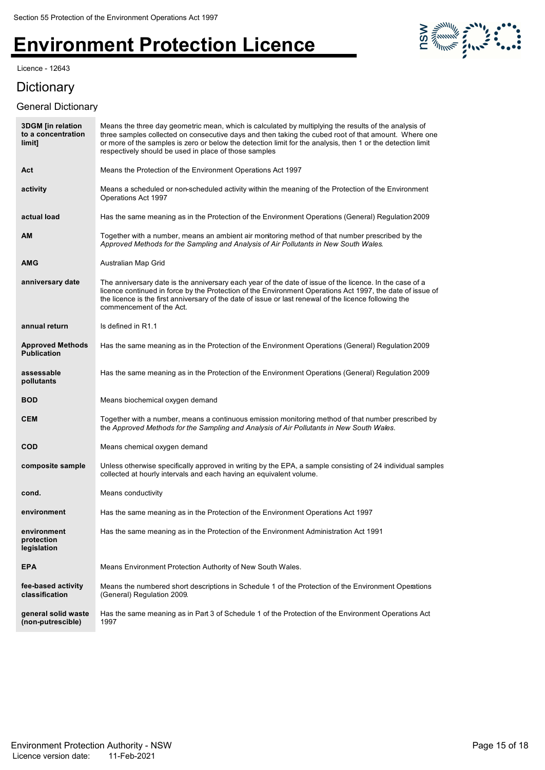Section 55 Protection of the Environment Operations Act 1997

# Environment Protection Licence

Licence - 12643

## Dictionary

### General Dictionary

| | |
|---|---|
| **3DGM [in relation to a concentration limit]** | Means the three day geometric mean, which is calculated by multiplying the results of the analysis of three samples collected on consecutive days and then taking the cubed root of that amount. Where one or more of the samples is zero or below the detection limit for the analysis, then 1 or the detection limit respectively should be used in place of those samples |
| **Act** | Means the Protection of the Environment Operations Act 1997 |
| **activity** | Means a scheduled or non-scheduled activity within the meaning of the Protection of the Environment Operations Act 1997 |
| **actual load** | Has the same meaning as in the Protection of the Environment Operations (General) Regulation 2009 |
| **AM** | Together with a number, means an ambient air monitoring method of that number prescribed by the *Approved Methods for the Sampling and Analysis of Air Pollutants in New South Wales*. |
| **AMG** | Australian Map Grid |
| **anniversary date** | The anniversary date is the anniversary each year of the date of issue of the licence. In the case of a licence continued in force by the Protection of the Environment Operations Act 1997, the date of issue of the licence is the first anniversary of the date of issue or last renewal of the licence following the commencement of the Act. |
| **annual return** | Is defined in R1.1 |
| **Approved Methods Publication** | Has the same meaning as in the Protection of the Environment Operations (General) Regulation 2009 |
| **assessable pollutants** | Has the same meaning as in the Protection of the Environment Operations (General) Regulation 2009 |
| **BOD** | Means biochemical oxygen demand |
| **CEM** | Together with a number, means a continuous emission monitoring method of that number prescribed by the *Approved Methods for the Sampling and Analysis of Air Pollutants in New South Wales*. |
| **COD** | Means chemical oxygen demand |
| **composite sample** | Unless otherwise specifically approved in writing by the EPA, a sample consisting of 24 individual samples collected at hourly intervals and each having an equivalent volume. |
| **cond.** | Means conductivity |
| **environment** | Has the same meaning as in the Protection of the Environment Operations Act 1997 |
| **environment protection legislation** | Has the same meaning as in the Protection of the Environment Administration Act 1991 |
| **EPA** | Means Environment Protection Authority of New South Wales. |
| **fee-based activity classification** | Means the numbered short descriptions in Schedule 1 of the Protection of the Environment Operations (General) Regulation 2009. |
| **general solid waste (non-putrescible)** | Has the same meaning as in Part 3 of Schedule 1 of the Protection of the Environment Operations Act 1997 |

Environment Protection Authority - NSW
Licence version date: 11-Feb-2021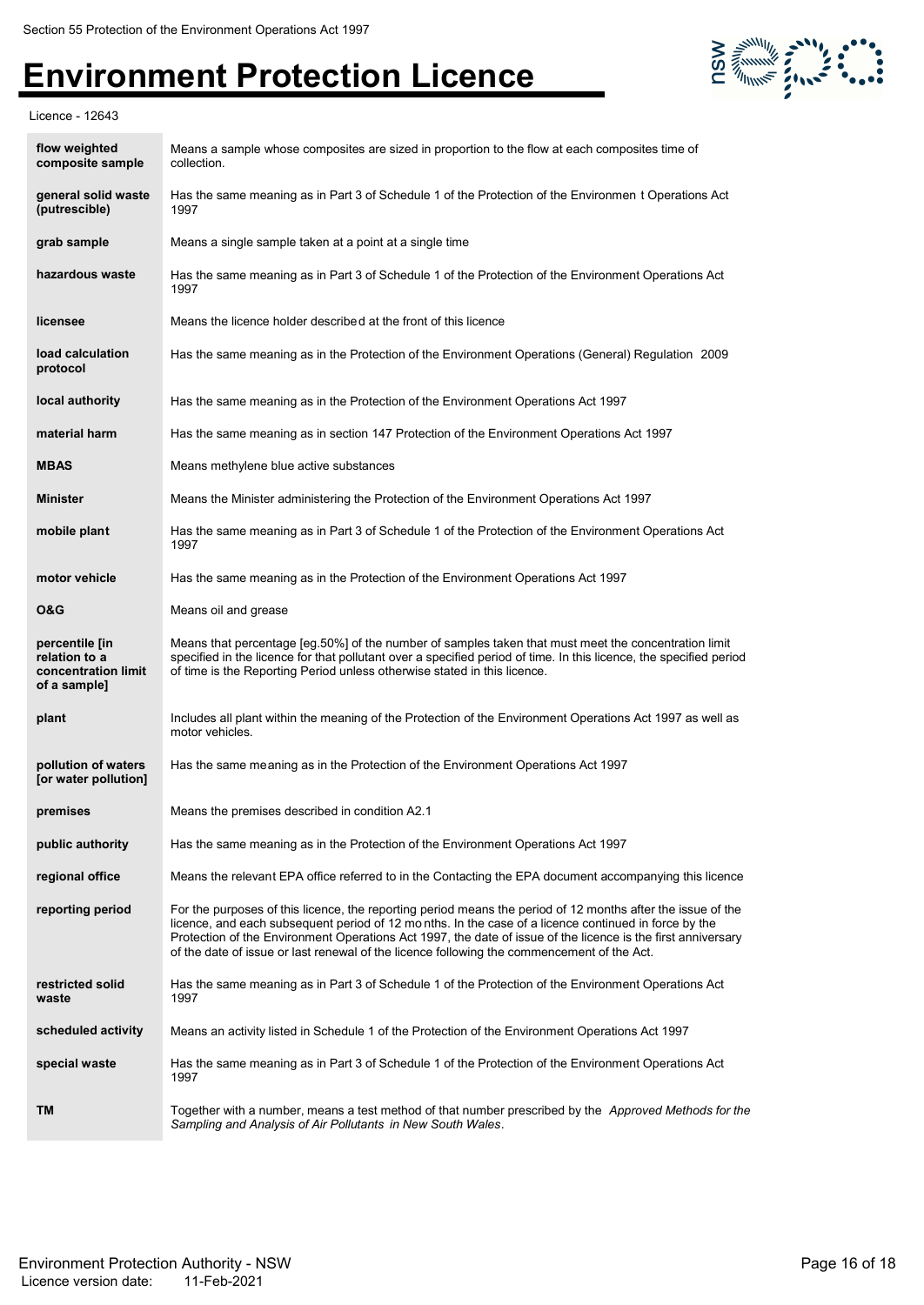| | |
|---|---|
| **flow weighted composite sample** | Means a sample whose composites are sized in proportion to the flow at each composites time of collection. |
| **general solid waste (putrescible)** | Has the same meaning as in Part 3 of Schedule 1 of the Protection of the Environmen t Operations Act 1997 |
| **grab sample** | Means a single sample taken at a point at a single time |
| **hazardous waste** | Has the same meaning as in Part 3 of Schedule 1 of the Protection of the Environment Operations Act 1997 |
| **licensee** | Means the licence holder described at the front of this licence |
| **load calculation protocol** | Has the same meaning as in the Protection of the Environment Operations (General) Regulation 2009 |
| **local authority** | Has the same meaning as in the Protection of the Environment Operations Act 1997 |
| **material harm** | Has the same meaning as in section 147 Protection of the Environment Operations Act 1997 |
| **MBAS** | Means methylene blue active substances |
| **Minister** | Means the Minister administering the Protection of the Environment Operations Act 1997 |
| **mobile plant** | Has the same meaning as in Part 3 of Schedule 1 of the Protection of the Environment Operations Act 1997 |
| **motor vehicle** | Has the same meaning as in the Protection of the Environment Operations Act 1997 |
| **O&G** | Means oil and grease |
| **percentile [in relation to a concentration limit of a sample]** | Means that percentage [eg.50%] of the number of samples taken that must meet the concentration limit specified in the licence for that pollutant over a specified period of time. In this licence, the specified period of time is the Reporting Period unless otherwise stated in this licence. |
| **plant** | Includes all plant within the meaning of the Protection of the Environment Operations Act 1997 as well as motor vehicles. |
| **pollution of waters [or water pollution]** | Has the same meaning as in the Protection of the Environment Operations Act 1997 |
| **premises** | Means the premises described in condition A2.1 |
| **public authority** | Has the same meaning as in the Protection of the Environment Operations Act 1997 |
| **regional office** | Means the relevant EPA office referred to in the Contacting the EPA document accompanying this licence |
| **reporting period** | For the purposes of this licence, the reporting period means the period of 12 months after the issue of the licence, and each subsequent period of 12 mo nths. In the case of a licence continued in force by the Protection of the Environment Operations Act 1997, the date of issue of the licence is the first anniversary of the date of issue or last renewal of the licence following the commencement of the Act. |
| **restricted solid waste** | Has the same meaning as in Part 3 of Schedule 1 of the Protection of the Environment Operations Act 1997 |
| **scheduled activity** | Means an activity listed in Schedule 1 of the Protection of the Environment Operations Act 1997 |
| **special waste** | Has the same meaning as in Part 3 of Schedule 1 of the Protection of the Environment Operations Act 1997 |
| **TM** | Together with a number, means a test method of that number prescribed by the *Approved Methods for the Sampling and Analysis of Air Pollutants in New South Wales*. |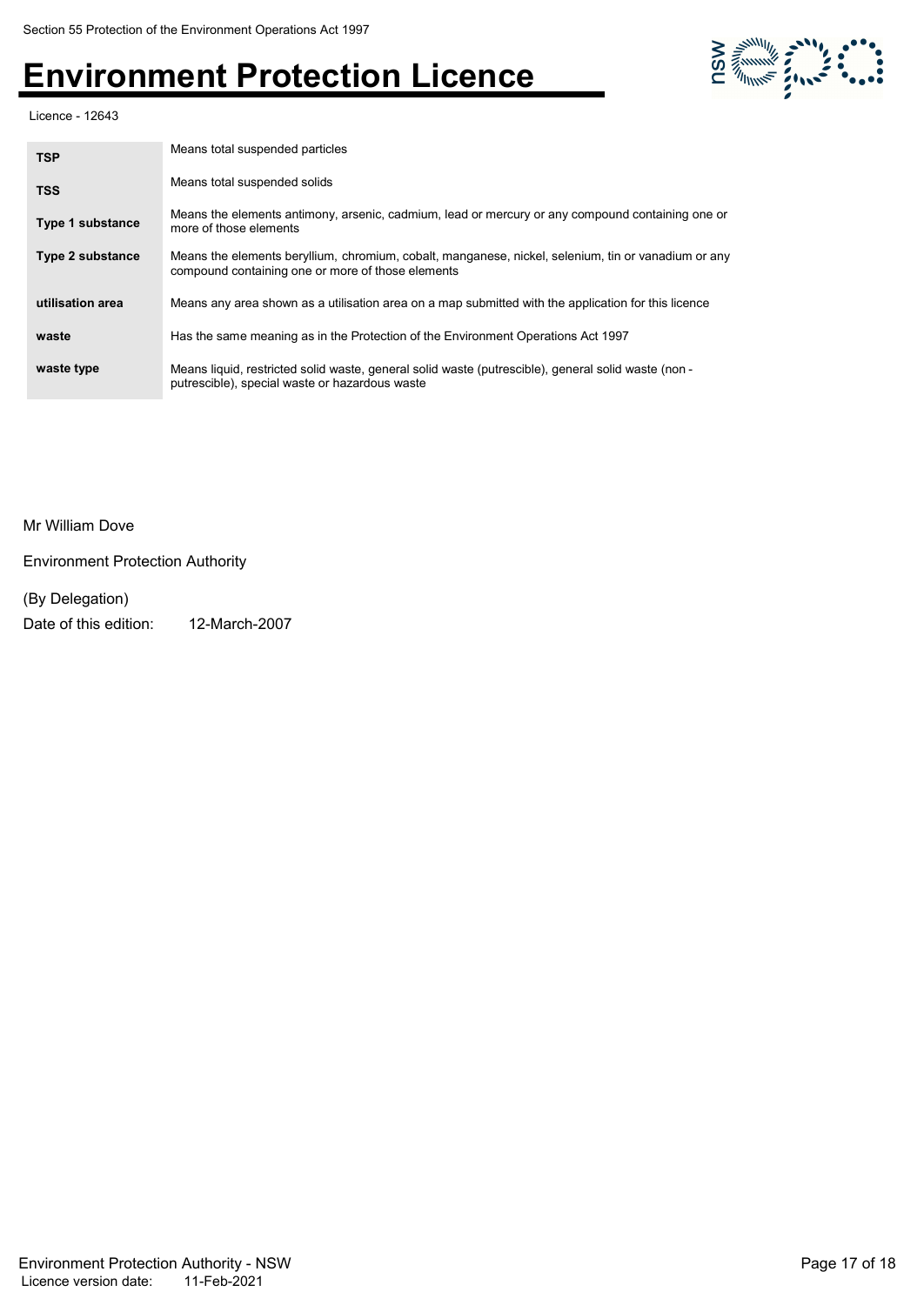| | |
|---|---|
| **TSP** | Means total suspended particles |
| **TSS** | Means total suspended solids |
| **Type 1 substance** | Means the elements antimony, arsenic, cadmium, lead or mercury or any compound containing one or more of those elements |
| **Type 2 substance** | Means the elements beryllium, chromium, cobalt, manganese, nickel, selenium, tin or vanadium or any compound containing one or more of those elements |
| **utilisation area** | Means any area shown as a utilisation area on a map submitted with the application for this licence |
| **waste** | Has the same meaning as in the Protection of the Environment Operations Act 1997 |
| **waste type** | Means liquid, restricted solid waste, general solid waste (putrescible), general solid waste (non - putrescible), special waste or hazardous waste |

Mr William Dove

Environment Protection Authority

(By Delegation)

Date of this edition: 12-March-2007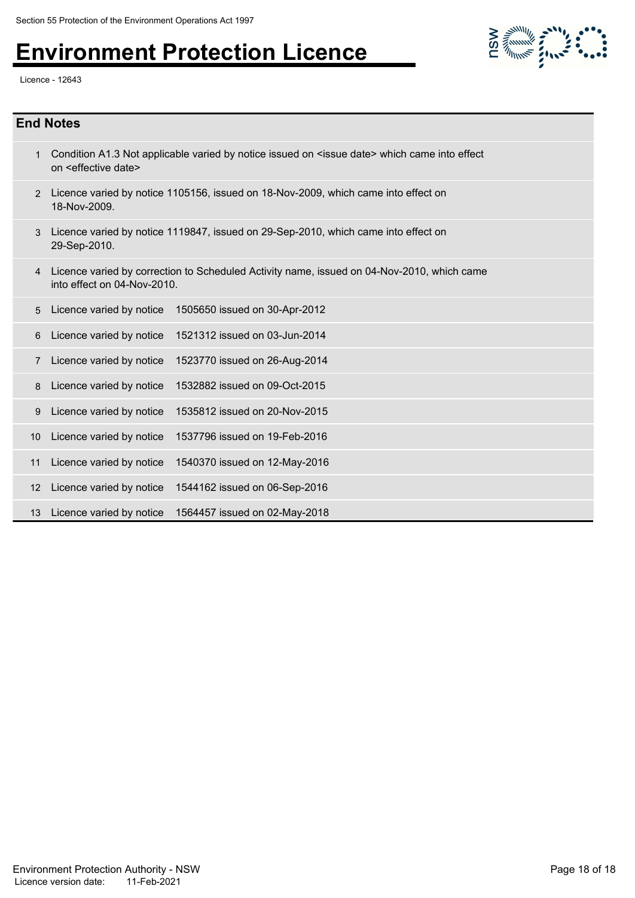## End Notes

| | |
|---|---|
| 1 | Condition A1.3 Not applicable varied by notice issued on <issue date> which came into effect on <effective date> |
| 2 | Licence varied by notice 1105156, issued on 18-Nov-2009, which came into effect on 18-Nov-2009. |
| 3 | Licence varied by notice 1119847, issued on 29-Sep-2010, which came into effect on 29-Sep-2010. |
| 4 | Licence varied by correction to Scheduled Activity name, issued on 04-Nov-2010, which came into effect on 04-Nov-2010. |
| 5 | Licence varied by notice 1505650 issued on 30-Apr-2012 |
| 6 | Licence varied by notice 1521312 issued on 03-Jun-2014 |
| 7 | Licence varied by notice 1523770 issued on 26-Aug-2014 |
| 8 | Licence varied by notice 1532882 issued on 09-Oct-2015 |
| 9 | Licence varied by notice 1535812 issued on 20-Nov-2015 |
| 10 | Licence varied by notice 1537796 issued on 19-Feb-2016 |
| 11 | Licence varied by notice 1540370 issued on 12-May-2016 |
| 12 | Licence varied by notice 1544162 issued on 06-Sep-2016 |
| 13 | Licence varied by notice 1564457 issued on 02-May-2018 |